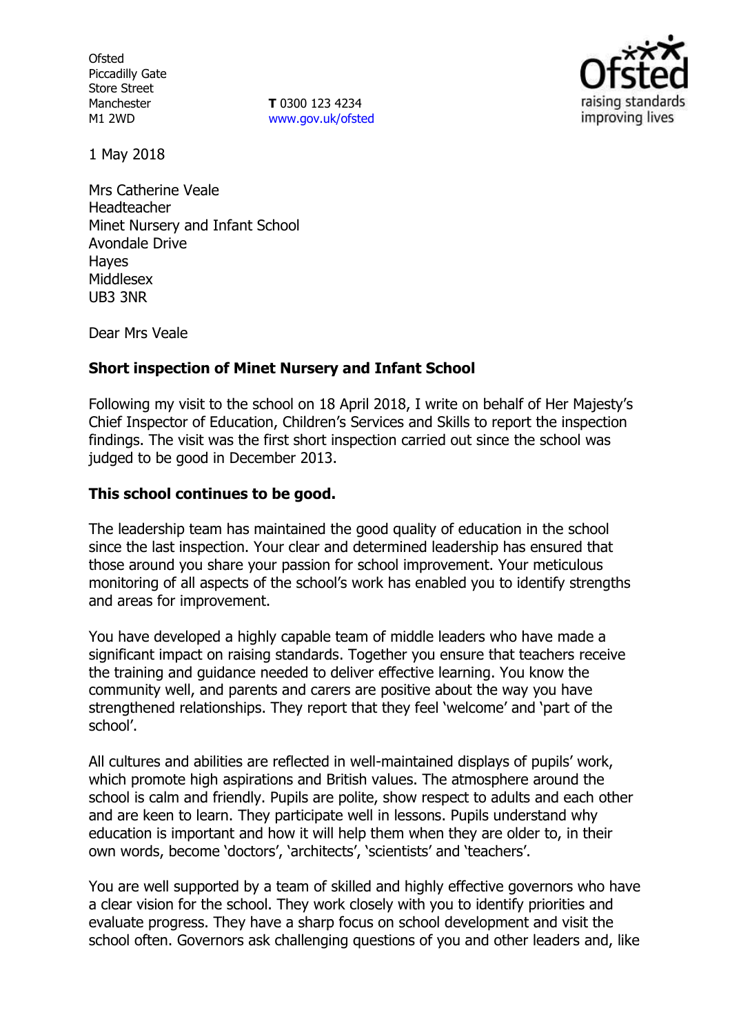Ofsted
Piccadilly Gate
Store Street
Manchester
M1 2WD

**T** 0300 123 4234
www.gov.uk/ofsted

1 May 2018

Mrs Catherine Veale
Headteacher
Minet Nursery and Infant School
Avondale Drive
Hayes
Middlesex
UB3 3NR

Dear Mrs Veale

**Short inspection of Minet Nursery and Infant School**

Following my visit to the school on 18 April 2018, I write on behalf of Her Majesty's Chief Inspector of Education, Children's Services and Skills to report the inspection findings. The visit was the first short inspection carried out since the school was judged to be good in December 2013.

**This school continues to be good.**

The leadership team has maintained the good quality of education in the school since the last inspection. Your clear and determined leadership has ensured that those around you share your passion for school improvement. Your meticulous monitoring of all aspects of the school's work has enabled you to identify strengths and areas for improvement.

You have developed a highly capable team of middle leaders who have made a significant impact on raising standards. Together you ensure that teachers receive the training and guidance needed to deliver effective learning. You know the community well, and parents and carers are positive about the way you have strengthened relationships. They report that they feel 'welcome' and 'part of the school'.

All cultures and abilities are reflected in well-maintained displays of pupils' work, which promote high aspirations and British values. The atmosphere around the school is calm and friendly. Pupils are polite, show respect to adults and each other and are keen to learn. They participate well in lessons. Pupils understand why education is important and how it will help them when they are older to, in their own words, become 'doctors', 'architects', 'scientists' and 'teachers'.

You are well supported by a team of skilled and highly effective governors who have a clear vision for the school. They work closely with you to identify priorities and evaluate progress. They have a sharp focus on school development and visit the school often. Governors ask challenging questions of you and other leaders and, like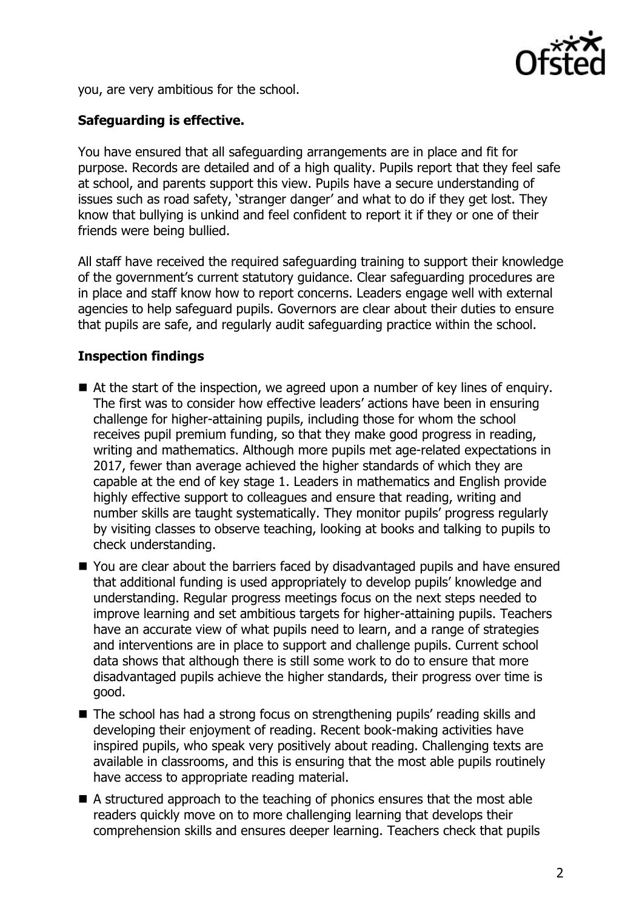you, are very ambitious for the school.

**Safeguarding is effective.**

You have ensured that all safeguarding arrangements are in place and fit for purpose. Records are detailed and of a high quality. Pupils report that they feel safe at school, and parents support this view. Pupils have a secure understanding of issues such as road safety, 'stranger danger' and what to do if they get lost. They know that bullying is unkind and feel confident to report it if they or one of their friends were being bullied.

All staff have received the required safeguarding training to support their knowledge of the government's current statutory guidance. Clear safeguarding procedures are in place and staff know how to report concerns. Leaders engage well with external agencies to help safeguard pupils. Governors are clear about their duties to ensure that pupils are safe, and regularly audit safeguarding practice within the school.

**Inspection findings**

- At the start of the inspection, we agreed upon a number of key lines of enquiry. The first was to consider how effective leaders' actions have been in ensuring challenge for higher-attaining pupils, including those for whom the school receives pupil premium funding, so that they make good progress in reading, writing and mathematics. Although more pupils met age-related expectations in 2017, fewer than average achieved the higher standards of which they are capable at the end of key stage 1. Leaders in mathematics and English provide highly effective support to colleagues and ensure that reading, writing and number skills are taught systematically. They monitor pupils' progress regularly by visiting classes to observe teaching, looking at books and talking to pupils to check understanding.
- You are clear about the barriers faced by disadvantaged pupils and have ensured that additional funding is used appropriately to develop pupils' knowledge and understanding. Regular progress meetings focus on the next steps needed to improve learning and set ambitious targets for higher-attaining pupils. Teachers have an accurate view of what pupils need to learn, and a range of strategies and interventions are in place to support and challenge pupils. Current school data shows that although there is still some work to do to ensure that more disadvantaged pupils achieve the higher standards, their progress over time is good.
- The school has had a strong focus on strengthening pupils' reading skills and developing their enjoyment of reading. Recent book-making activities have inspired pupils, who speak very positively about reading. Challenging texts are available in classrooms, and this is ensuring that the most able pupils routinely have access to appropriate reading material.
- A structured approach to the teaching of phonics ensures that the most able readers quickly move on to more challenging learning that develops their comprehension skills and ensures deeper learning. Teachers check that pupils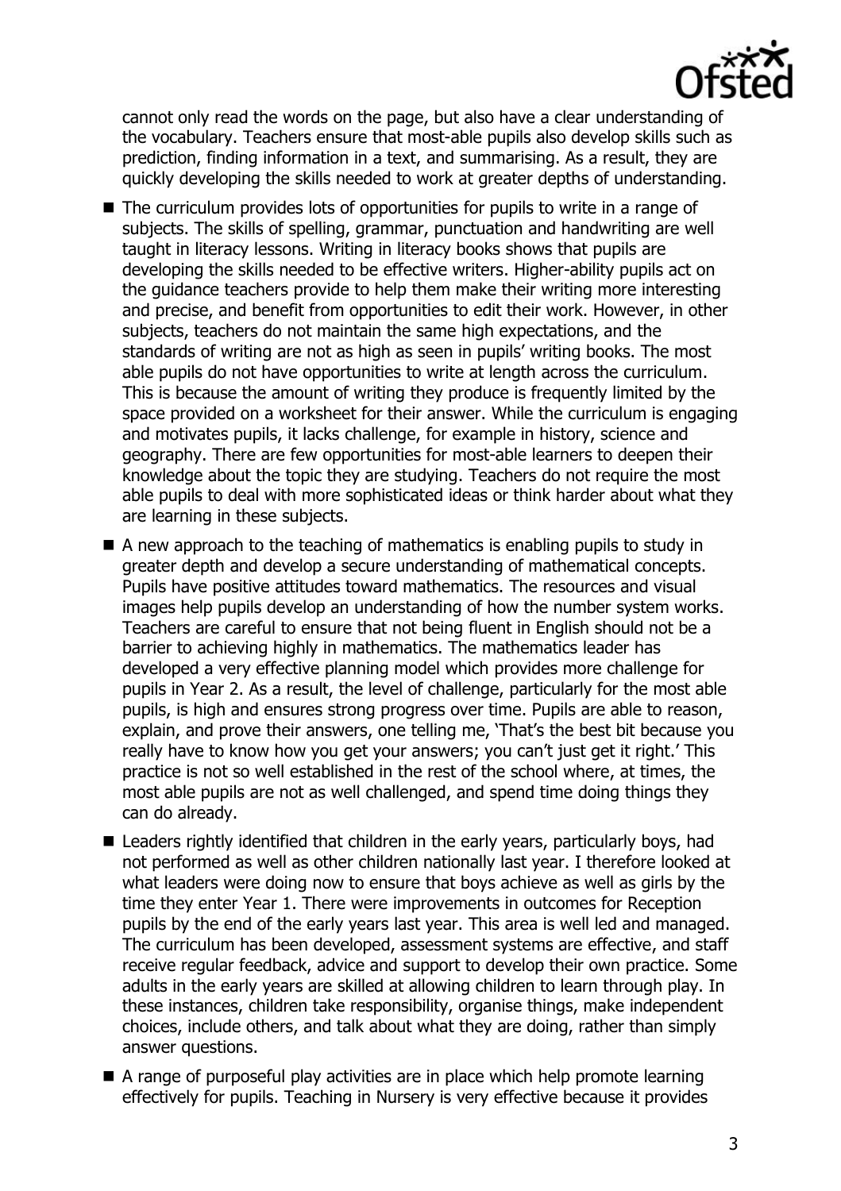cannot only read the words on the page, but also have a clear understanding of the vocabulary. Teachers ensure that most-able pupils also develop skills such as prediction, finding information in a text, and summarising. As a result, they are quickly developing the skills needed to work at greater depths of understanding.

- The curriculum provides lots of opportunities for pupils to write in a range of subjects. The skills of spelling, grammar, punctuation and handwriting are well taught in literacy lessons. Writing in literacy books shows that pupils are developing the skills needed to be effective writers. Higher-ability pupils act on the guidance teachers provide to help them make their writing more interesting and precise, and benefit from opportunities to edit their work. However, in other subjects, teachers do not maintain the same high expectations, and the standards of writing are not as high as seen in pupils' writing books. The most able pupils do not have opportunities to write at length across the curriculum. This is because the amount of writing they produce is frequently limited by the space provided on a worksheet for their answer. While the curriculum is engaging and motivates pupils, it lacks challenge, for example in history, science and geography. There are few opportunities for most-able learners to deepen their knowledge about the topic they are studying. Teachers do not require the most able pupils to deal with more sophisticated ideas or think harder about what they are learning in these subjects.
- A new approach to the teaching of mathematics is enabling pupils to study in greater depth and develop a secure understanding of mathematical concepts. Pupils have positive attitudes toward mathematics. The resources and visual images help pupils develop an understanding of how the number system works. Teachers are careful to ensure that not being fluent in English should not be a barrier to achieving highly in mathematics. The mathematics leader has developed a very effective planning model which provides more challenge for pupils in Year 2. As a result, the level of challenge, particularly for the most able pupils, is high and ensures strong progress over time. Pupils are able to reason, explain, and prove their answers, one telling me, 'That's the best bit because you really have to know how you get your answers; you can't just get it right.' This practice is not so well established in the rest of the school where, at times, the most able pupils are not as well challenged, and spend time doing things they can do already.
- Leaders rightly identified that children in the early years, particularly boys, had not performed as well as other children nationally last year. I therefore looked at what leaders were doing now to ensure that boys achieve as well as girls by the time they enter Year 1. There were improvements in outcomes for Reception pupils by the end of the early years last year. This area is well led and managed. The curriculum has been developed, assessment systems are effective, and staff receive regular feedback, advice and support to develop their own practice. Some adults in the early years are skilled at allowing children to learn through play. In these instances, children take responsibility, organise things, make independent choices, include others, and talk about what they are doing, rather than simply answer questions.
- A range of purposeful play activities are in place which help promote learning effectively for pupils. Teaching in Nursery is very effective because it provides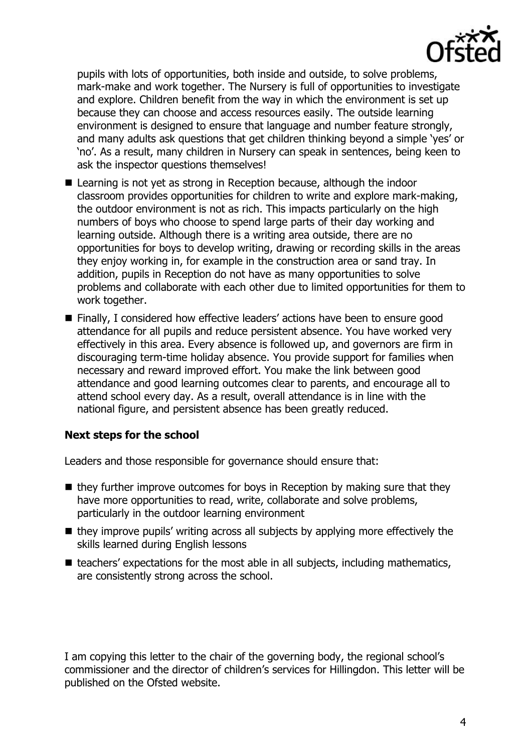pupils with lots of opportunities, both inside and outside, to solve problems, mark-make and work together. The Nursery is full of opportunities to investigate and explore. Children benefit from the way in which the environment is set up because they can choose and access resources easily. The outside learning environment is designed to ensure that language and number feature strongly, and many adults ask questions that get children thinking beyond a simple 'yes' or 'no'. As a result, many children in Nursery can speak in sentences, being keen to ask the inspector questions themselves!

- Learning is not yet as strong in Reception because, although the indoor classroom provides opportunities for children to write and explore mark-making, the outdoor environment is not as rich. This impacts particularly on the high numbers of boys who choose to spend large parts of their day working and learning outside. Although there is a writing area outside, there are no opportunities for boys to develop writing, drawing or recording skills in the areas they enjoy working in, for example in the construction area or sand tray. In addition, pupils in Reception do not have as many opportunities to solve problems and collaborate with each other due to limited opportunities for them to work together.
- Finally, I considered how effective leaders' actions have been to ensure good attendance for all pupils and reduce persistent absence. You have worked very effectively in this area. Every absence is followed up, and governors are firm in discouraging term-time holiday absence. You provide support for families when necessary and reward improved effort. You make the link between good attendance and good learning outcomes clear to parents, and encourage all to attend school every day. As a result, overall attendance is in line with the national figure, and persistent absence has been greatly reduced.

### Next steps for the school

Leaders and those responsible for governance should ensure that:

- they further improve outcomes for boys in Reception by making sure that they have more opportunities to read, write, collaborate and solve problems, particularly in the outdoor learning environment
- they improve pupils' writing across all subjects by applying more effectively the skills learned during English lessons
- teachers' expectations for the most able in all subjects, including mathematics, are consistently strong across the school.

I am copying this letter to the chair of the governing body, the regional school's commissioner and the director of children's services for Hillingdon. This letter will be published on the Ofsted website.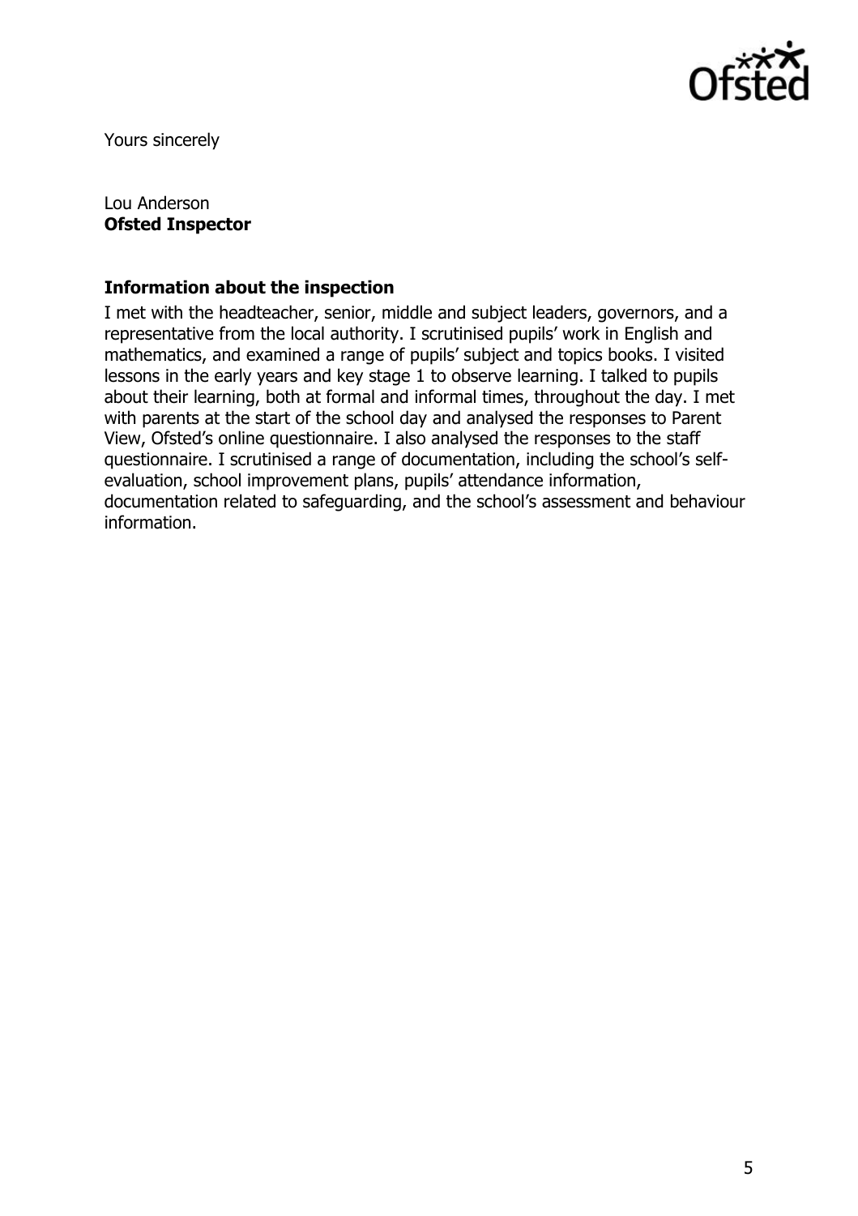Yours sincerely

Lou Anderson
**Ofsted Inspector**

## Information about the inspection

I met with the headteacher, senior, middle and subject leaders, governors, and a representative from the local authority. I scrutinised pupils' work in English and mathematics, and examined a range of pupils' subject and topics books. I visited lessons in the early years and key stage 1 to observe learning. I talked to pupils about their learning, both at formal and informal times, throughout the day. I met with parents at the start of the school day and analysed the responses to Parent View, Ofsted's online questionnaire. I also analysed the responses to the staff questionnaire. I scrutinised a range of documentation, including the school's self-evaluation, school improvement plans, pupils' attendance information, documentation related to safeguarding, and the school's assessment and behaviour information.